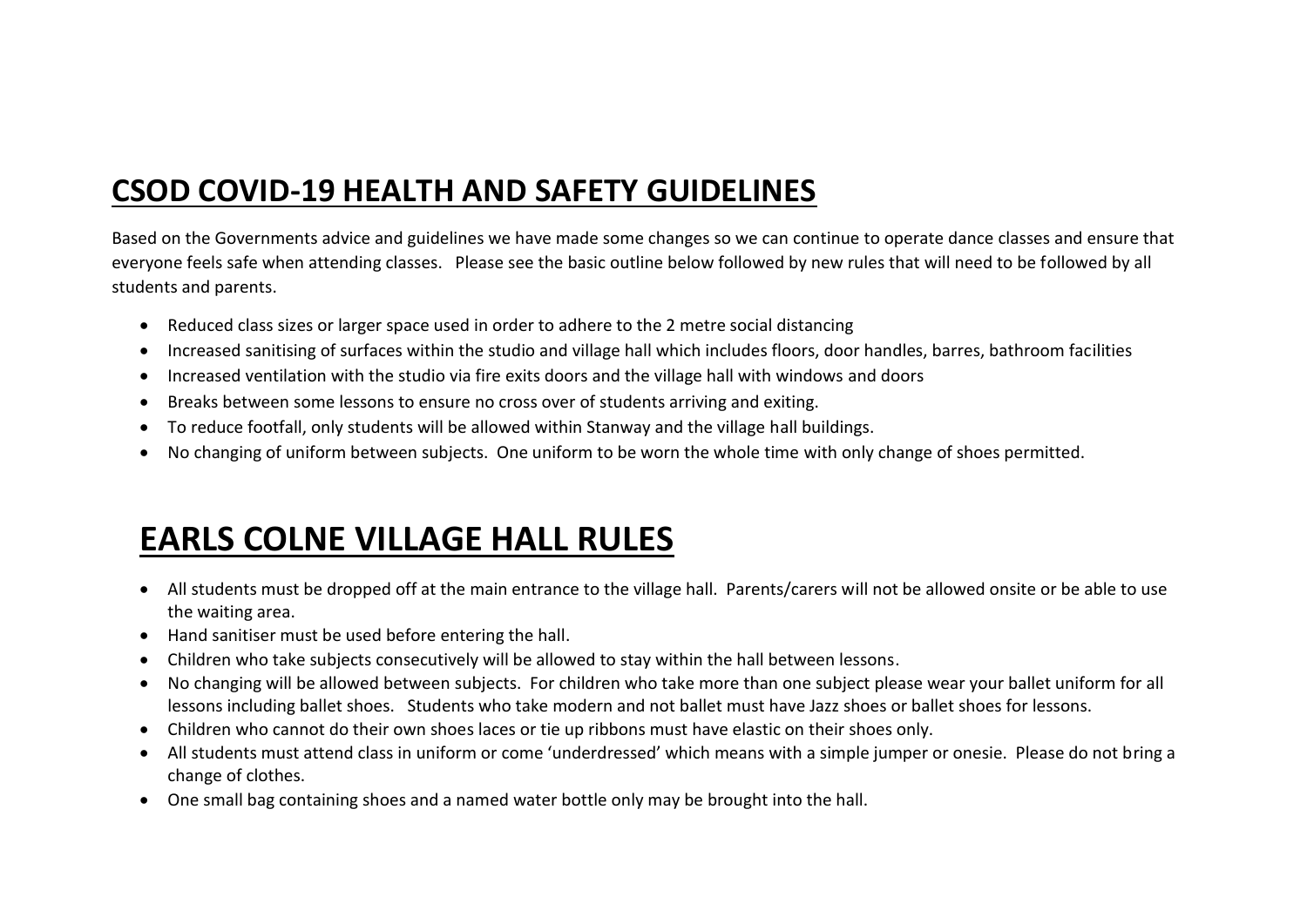# CSOD COVID-19 HEALTH AND SAFETY GUIDELINES

Based on the Governments advice and guidelines we have made some changes so we can continue to operate dance classes and ensure that everyone feels safe when attending classes. Please see the basic outline below followed by new rules that will need to be followed by all students and parents.

- Reduced class sizes or larger space used in order to adhere to the 2 metre social distancing
- Increased sanitising of surfaces within the studio and village hall which includes floors, door handles, barres, bathroom facilities
- Increased ventilation with the studio via fire exits doors and the village hall with windows and doors
- Breaks between some lessons to ensure no cross over of students arriving and exiting.
- To reduce footfall, only students will be allowed within Stanway and the village hall buildings.
- No changing of uniform between subjects. One uniform to be worn the whole time with only change of shoes permitted.

# EARLS COLNE VILLAGE HALL RULES

- All students must be dropped off at the main entrance to the village hall. Parents/carers will not be allowed onsite or be able to use the waiting area.
- Hand sanitiser must be used before entering the hall.
- Children who take subjects consecutively will be allowed to stay within the hall between lessons.
- No changing will be allowed between subjects. For children who take more than one subject please wear your ballet uniform for all lessons including ballet shoes. Students who take modern and not ballet must have Jazz shoes or ballet shoes for lessons.
- Children who cannot do their own shoes laces or tie up ribbons must have elastic on their shoes only.
- All students must attend class in uniform or come 'underdressed' which means with a simple jumper or onesie. Please do not bring a change of clothes.
- One small bag containing shoes and a named water bottle only may be brought into the hall.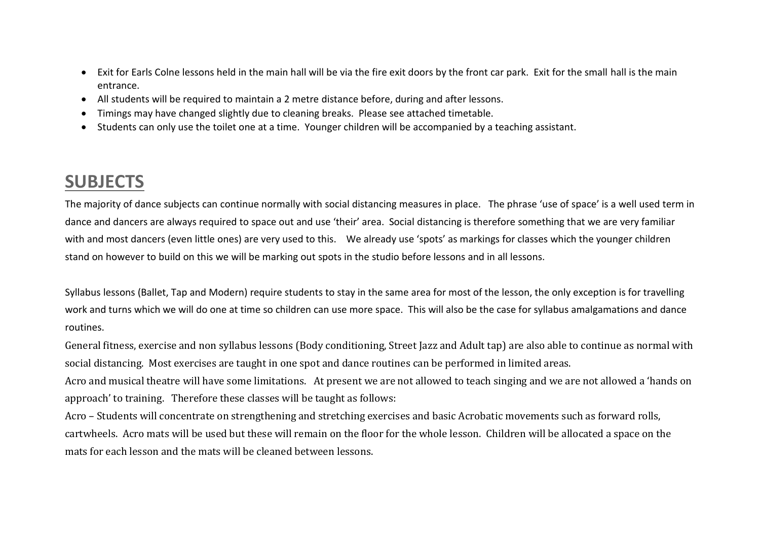- Exit for Earls Colne lessons held in the main hall will be via the fire exit doors by the front car park. Exit for the small hall is the main entrance.
- All students will be required to maintain a 2 metre distance before, during and after lessons.
- Timings may have changed slightly due to cleaning breaks. Please see attached timetable.
- Students can only use the toilet one at a time. Younger children will be accompanied by a teaching assistant.

## SUBJECTS

The majority of dance subjects can continue normally with social distancing measures in place. The phrase 'use of space' is a well used term in dance and dancers are always required to space out and use 'their' area. Social distancing is therefore something that we are very familiar with and most dancers (even little ones) are very used to this. We already use 'spots' as markings for classes which the younger children stand on however to build on this we will be marking out spots in the studio before lessons and in all lessons.

Syllabus lessons (Ballet, Tap and Modern) require students to stay in the same area for most of the lesson, the only exception is for travelling work and turns which we will do one at time so children can use more space. This will also be the case for syllabus amalgamations and dance routines.

General fitness, exercise and non syllabus lessons (Body conditioning, Street Jazz and Adult tap) are also able to continue as normal with social distancing. Most exercises are taught in one spot and dance routines can be performed in limited areas.

Acro and musical theatre will have some limitations. At present we are not allowed to teach singing and we are not allowed a 'hands on approach' to training. Therefore these classes will be taught as follows:

Acro – Students will concentrate on strengthening and stretching exercises and basic Acrobatic movements such as forward rolls, cartwheels. Acro mats will be used but these will remain on the floor for the whole lesson. Children will be allocated a space on the mats for each lesson and the mats will be cleaned between lessons.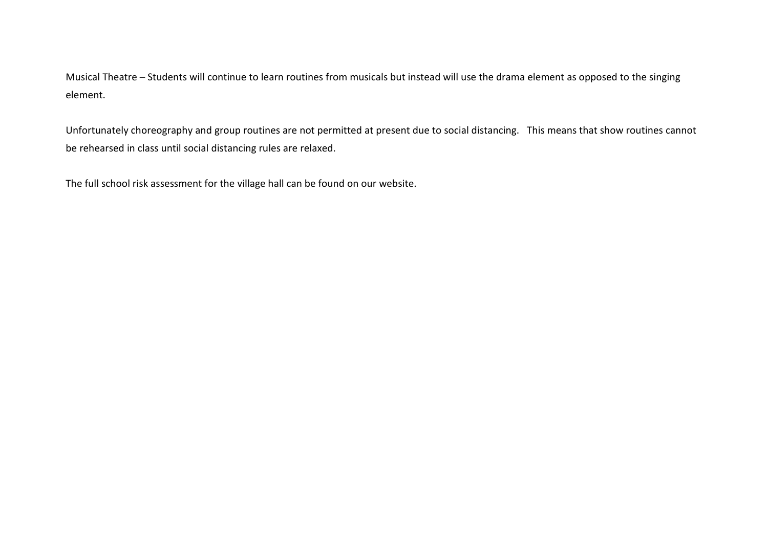Musical Theatre – Students will continue to learn routines from musicals but instead will use the drama element as opposed to the singing element.

Unfortunately choreography and group routines are not permitted at present due to social distancing. This means that show routines cannot be rehearsed in class until social distancing rules are relaxed.

The full school risk assessment for the village hall can be found on our website.